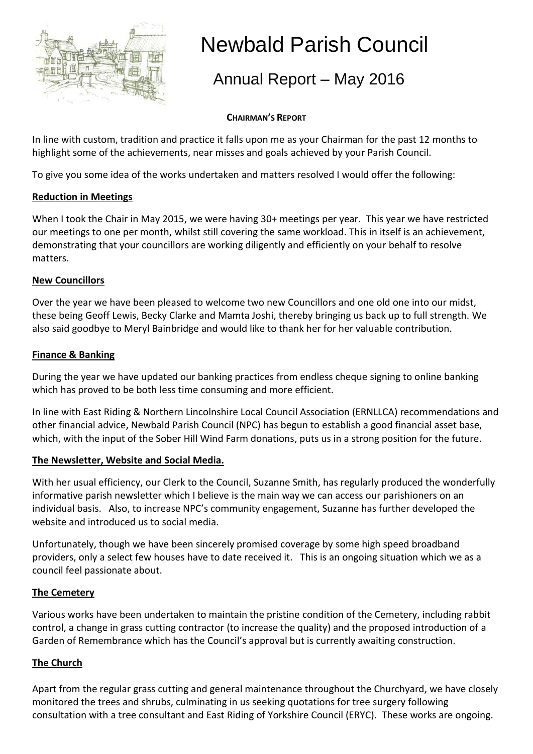# Newbald Parish Council

## Annual Report – May 2016

### CHAIRMAN'S REPORT

In line with custom, tradition and practice it falls upon me as your Chairman for the past 12 months to highlight some of the achievements, near misses and goals achieved by your Parish Council.

To give you some idea of the works undertaken and matters resolved I would offer the following:

**Reduction in Meetings**

When I took the Chair in May 2015, we were having 30+ meetings per year. This year we have restricted our meetings to one per month, whilst still covering the same workload. This in itself is an achievement, demonstrating that your councillors are working diligently and efficiently on your behalf to resolve matters.

**New Councillors**

Over the year we have been pleased to welcome two new Councillors and one old one into our midst, these being Geoff Lewis, Becky Clarke and Mamta Joshi, thereby bringing us back up to full strength. We also said goodbye to Meryl Bainbridge and would like to thank her for her valuable contribution.

**Finance & Banking**

During the year we have updated our banking practices from endless cheque signing to online banking which has proved to be both less time consuming and more efficient.

In line with East Riding & Northern Lincolnshire Local Council Association (ERNLLCA) recommendations and other financial advice, Newbald Parish Council (NPC) has begun to establish a good financial asset base, which, with the input of the Sober Hill Wind Farm donations, puts us in a strong position for the future.

**The Newsletter, Website and Social Media.**

With her usual efficiency, our Clerk to the Council, Suzanne Smith, has regularly produced the wonderfully informative parish newsletter which I believe is the main way we can access our parishioners on an individual basis. Also, to increase NPC's community engagement, Suzanne has further developed the website and introduced us to social media.

Unfortunately, though we have been sincerely promised coverage by some high speed broadband providers, only a select few houses have to date received it. This is an ongoing situation which we as a council feel passionate about.

**The Cemetery**

Various works have been undertaken to maintain the pristine condition of the Cemetery, including rabbit control, a change in grass cutting contractor (to increase the quality) and the proposed introduction of a Garden of Remembrance which has the Council's approval but is currently awaiting construction.

**The Church**

Apart from the regular grass cutting and general maintenance throughout the Churchyard, we have closely monitored the trees and shrubs, culminating in us seeking quotations for tree surgery following consultation with a tree consultant and East Riding of Yorkshire Council (ERYC). These works are ongoing.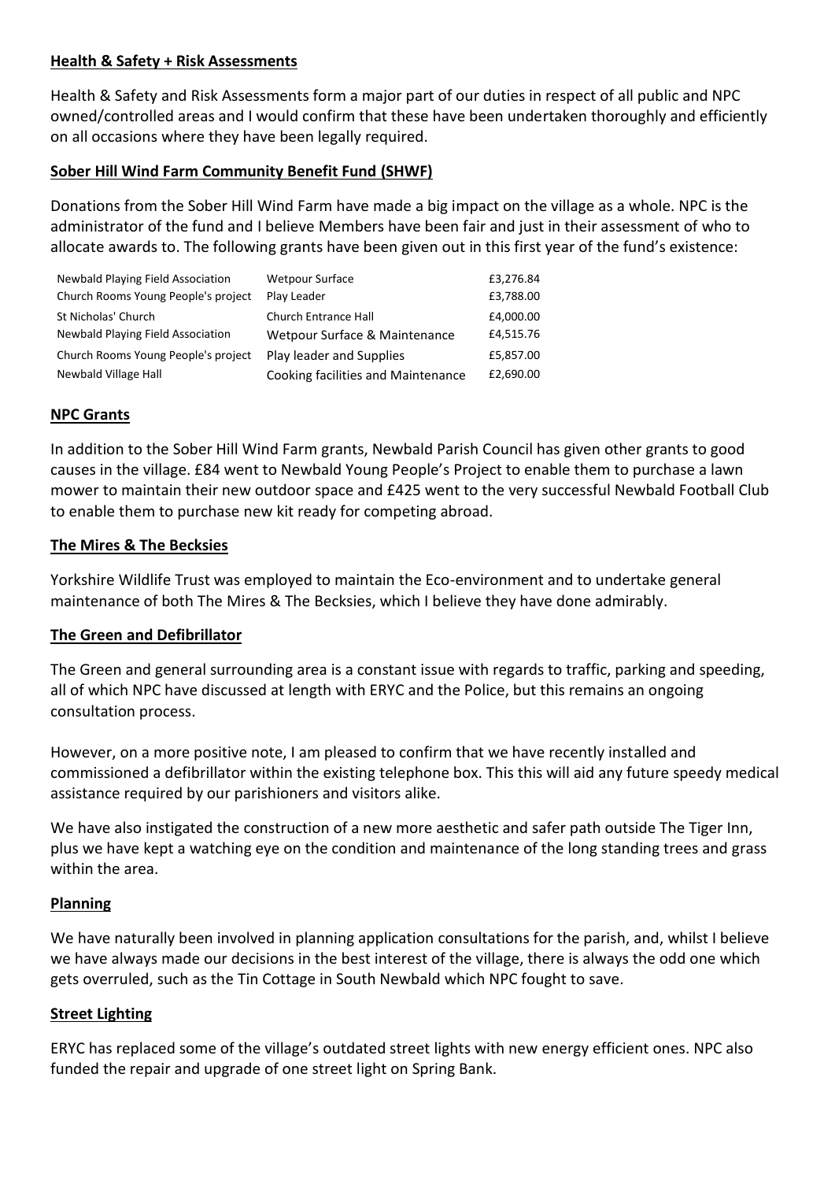**Health & Safety + Risk Assessments**

Health & Safety and Risk Assessments form a major part of our duties in respect of all public and NPC owned/controlled areas and I would confirm that these have been undertaken thoroughly and efficiently on all occasions where they have been legally required.

**Sober Hill Wind Farm Community Benefit Fund (SHWF)**

Donations from the Sober Hill Wind Farm have made a big impact on the village as a whole. NPC is the administrator of the fund and I believe Members have been fair and just in their assessment of who to allocate awards to. The following grants have been given out in this first year of the fund's existence:

| | | |
|---|---|---|
| Newbald Playing Field Association | Wetpour Surface | £3,276.84 |
| Church Rooms Young People's project | Play Leader | £3,788.00 |
| St Nicholas' Church | Church Entrance Hall | £4,000.00 |
| Newbald Playing Field Association | Wetpour Surface & Maintenance | £4,515.76 |
| Church Rooms Young People's project | Play leader and Supplies | £5,857.00 |
| Newbald Village Hall | Cooking facilities and Maintenance | £2,690.00 |

**NPC Grants**

In addition to the Sober Hill Wind Farm grants, Newbald Parish Council has given other grants to good causes in the village. £84 went to Newbald Young People's Project to enable them to purchase a lawn mower to maintain their new outdoor space and £425 went to the very successful Newbald Football Club to enable them to purchase new kit ready for competing abroad.

**The Mires & The Becksies**

Yorkshire Wildlife Trust was employed to maintain the Eco-environment and to undertake general maintenance of both The Mires & The Becksies, which I believe they have done admirably.

**The Green and Defibrillator**

The Green and general surrounding area is a constant issue with regards to traffic, parking and speeding, all of which NPC have discussed at length with ERYC and the Police, but this remains an ongoing consultation process.

However, on a more positive note, I am pleased to confirm that we have recently installed and commissioned a defibrillator within the existing telephone box. This this will aid any future speedy medical assistance required by our parishioners and visitors alike.

We have also instigated the construction of a new more aesthetic and safer path outside The Tiger Inn, plus we have kept a watching eye on the condition and maintenance of the long standing trees and grass within the area.

**Planning**

We have naturally been involved in planning application consultations for the parish, and, whilst I believe we have always made our decisions in the best interest of the village, there is always the odd one which gets overruled, such as the Tin Cottage in South Newbald which NPC fought to save.

**Street Lighting**

ERYC has replaced some of the village's outdated street lights with new energy efficient ones. NPC also funded the repair and upgrade of one street light on Spring Bank.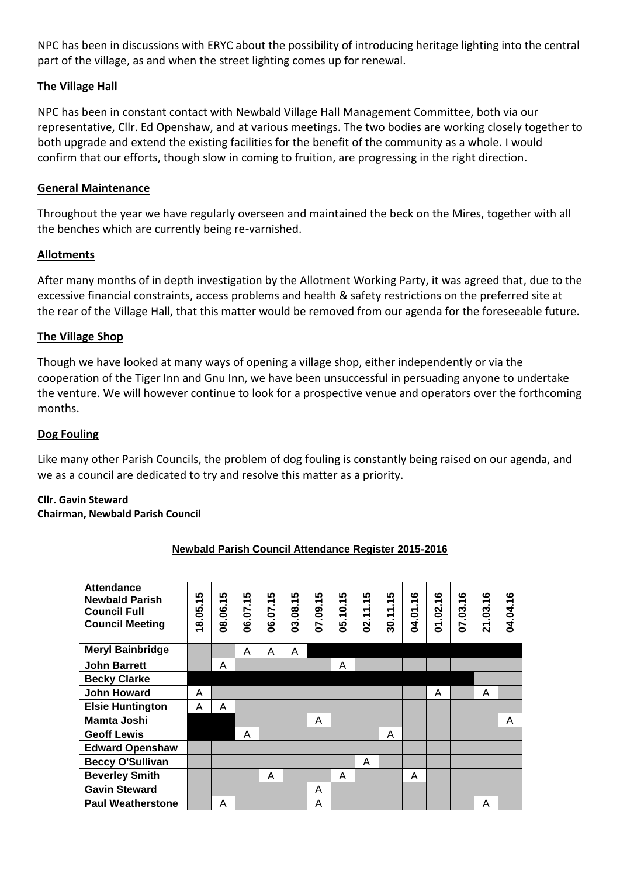NPC has been in discussions with ERYC about the possibility of introducing heritage lighting into the central part of the village, as and when the street lighting comes up for renewal.

## The Village Hall

NPC has been in constant contact with Newbald Village Hall Management Committee, both via our representative, Cllr. Ed Openshaw, and at various meetings. The two bodies are working closely together to both upgrade and extend the existing facilities for the benefit of the community as a whole. I would confirm that our efforts, though slow in coming to fruition, are progressing in the right direction.

## General Maintenance

Throughout the year we have regularly overseen and maintained the beck on the Mires, together with all the benches which are currently being re-varnished.

## Allotments

After many months of in depth investigation by the Allotment Working Party, it was agreed that, due to the excessive financial constraints, access problems and health & safety restrictions on the preferred site at the rear of the Village Hall, that this matter would be removed from our agenda for the foreseeable future.

## The Village Shop

Though we have looked at many ways of opening a village shop, either independently or via the cooperation of the Tiger Inn and Gnu Inn, we have been unsuccessful in persuading anyone to undertake the venture. We will however continue to look for a prospective venue and operators over the forthcoming months.

## Dog Fouling

Like many other Parish Councils, the problem of dog fouling is constantly being raised on our agenda, and we as a council are dedicated to try and resolve this matter as a priority.

**Cllr. Gavin Steward**
**Chairman, Newbald Parish Council**

## Newbald Parish Council Attendance Register 2015-2016

| Attendance Newbald Parish Council Full Council Meeting | 18.05.15 | 08.06.15 | 06.07.15 | 06.07.15 | 03.08.15 | 07.09.15 | 05.10.15 | 02.11.15 | 30.11.15 | 04.01.16 | 01.02.16 | 07.03.16 | 21.03.16 | 04.04.16 |
|---|---|---|---|---|---|---|---|---|---|---|---|---|---|---|
| Meryl Bainbridge | | | A | A | A | | | | | | | | | |
| John Barrett | | A | | | | | A | | | | | | | |
| Becky Clarke | | | | | | | | | | | | | | |
| John Howard | A | | | | | | | | | | A | | A | |
| Elsie Huntington | A | A | | | | | | | | | | | | |
| Mamta Joshi | | | | | | A | | | | | | | | A |
| Geoff Lewis | | | A | | | | | | A | | | | | |
| Edward Openshaw | | | | | | | | | | | | | | |
| Beccy O'Sullivan | | | | | | | | A | | | | | | |
| Beverley Smith | | | | A | | | A | | | A | | | | |
| Gavin Steward | | | | | | A | | | | | | | | |
| Paul Weatherstone | | A | | | | A | | | | | | | A | |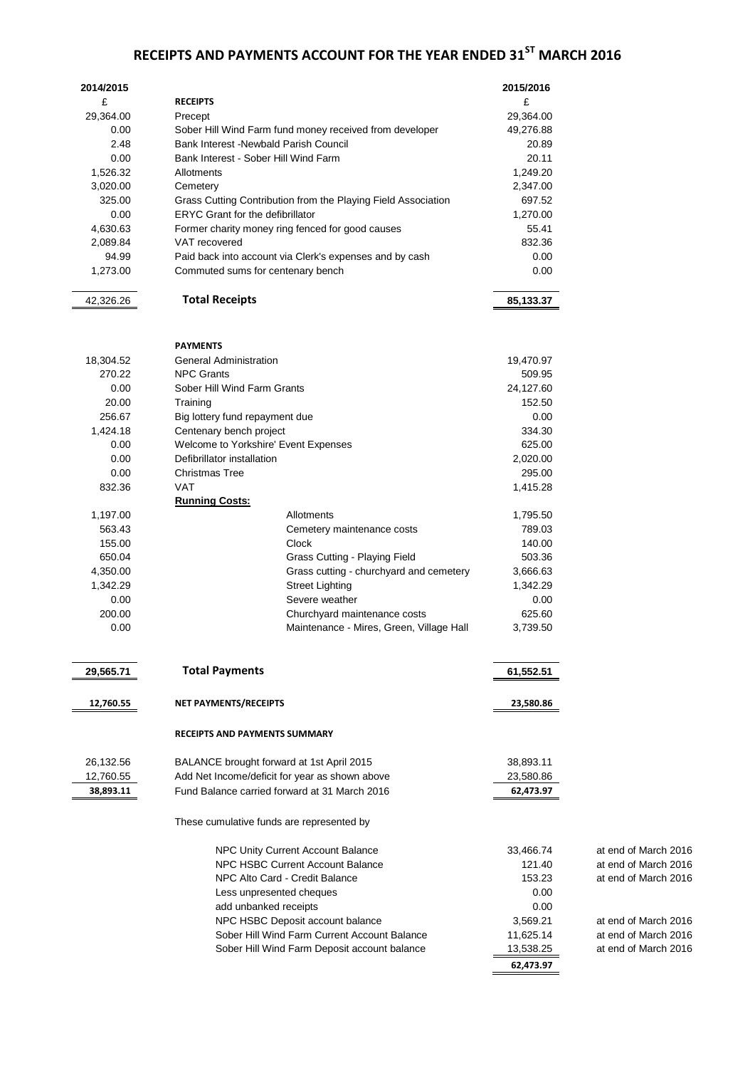# RECEIPTS AND PAYMENTS ACCOUNT FOR THE YEAR ENDED 31[ST] MARCH 2016

| 2014/2015 | | 2015/2016 | |
|---|---|---|---|
| £ | **RECEIPTS** | £ | |
| 29,364.00 | Precept | 29,364.00 | |
| 0.00 | Sober Hill Wind Farm fund money received from developer | 49,276.88 | |
| 2.48 | Bank Interest -Newbald Parish Council | 20.89 | |
| 0.00 | Bank Interest - Sober Hill Wind Farm | 20.11 | |
| 1,526.32 | Allotments | 1,249.20 | |
| 3,020.00 | Cemetery | 2,347.00 | |
| 325.00 | Grass Cutting Contribution from the Playing Field Association | 697.52 | |
| 0.00 | ERYC Grant for the defibrillator | 1,270.00 | |
| 4,630.63 | Former charity money ring fenced for good causes | 55.41 | |
| 2,089.84 | VAT recovered | 832.36 | |
| 94.99 | Paid back into account via Clerk's expenses and by cash | 0.00 | |
| 1,273.00 | Commuted sums for centenary bench | 0.00 | |
| 42,326.26 | **Total Receipts** | **85,133.37** | |
| | | | |
| | **PAYMENTS** | | |
| 18,304.52 | General Administration | 19,470.97 | |
| 270.22 | NPC Grants | 509.95 | |
| 0.00 | Sober Hill Wind Farm Grants | 24,127.60 | |
| 20.00 | Training | 152.50 | |
| 256.67 | Big lottery fund repayment due | 0.00 | |
| 1,424.18 | Centenary bench project | 334.30 | |
| 0.00 | Welcome to Yorkshire' Event Expenses | 625.00 | |
| 0.00 | Defibrillator installation | 2,020.00 | |
| 0.00 | Christmas Tree | 295.00 | |
| 832.36 | VAT | 1,415.28 | |
| | **Running Costs:** | | |
| 1,197.00 | Allotments | 1,795.50 | |
| 563.43 | Cemetery maintenance costs | 789.03 | |
| 155.00 | Clock | 140.00 | |
| 650.04 | Grass Cutting - Playing Field | 503.36 | |
| 4,350.00 | Grass cutting - churchyard and cemetery | 3,666.63 | |
| 1,342.29 | Street Lighting | 1,342.29 | |
| 0.00 | Severe weather | 0.00 | |
| 200.00 | Churchyard maintenance costs | 625.60 | |
| 0.00 | Maintenance - Mires, Green, Village Hall | 3,739.50 | |
| **29,565.71** | **Total Payments** | **61,552.51** | |
| **12,760.55** | **NET PAYMENTS/RECEIPTS** | **23,580.86** | |
| | | | |
| | **RECEIPTS AND PAYMENTS SUMMARY** | | |
| 26,132.56 | BALANCE brought forward at 1st April 2015 | 38,893.11 | |
| 12,760.55 | Add Net Income/deficit for year as shown above | 23,580.86 | |
| **38,893.11** | Fund Balance carried forward at 31 March 2016 | **62,473.97** | |
| | | | |
| | These cumulative funds are represented by | | |
| | NPC Unity Current Account Balance | 33,466.74 | at end of March 2016 |
| | NPC HSBC Current Account Balance | 121.40 | at end of March 2016 |
| | NPC Alto Card - Credit Balance | 153.23 | at end of March 2016 |
| | Less unpresented cheques | 0.00 | |
| | add unbanked receipts | 0.00 | |
| | NPC HSBC Deposit account balance | 3,569.21 | at end of March 2016 |
| | Sober Hill Wind Farm Current Account Balance | 11,625.14 | at end of March 2016 |
| | Sober Hill Wind Farm Deposit account balance | 13,538.25 | at end of March 2016 |
| | | **62,473.97** | |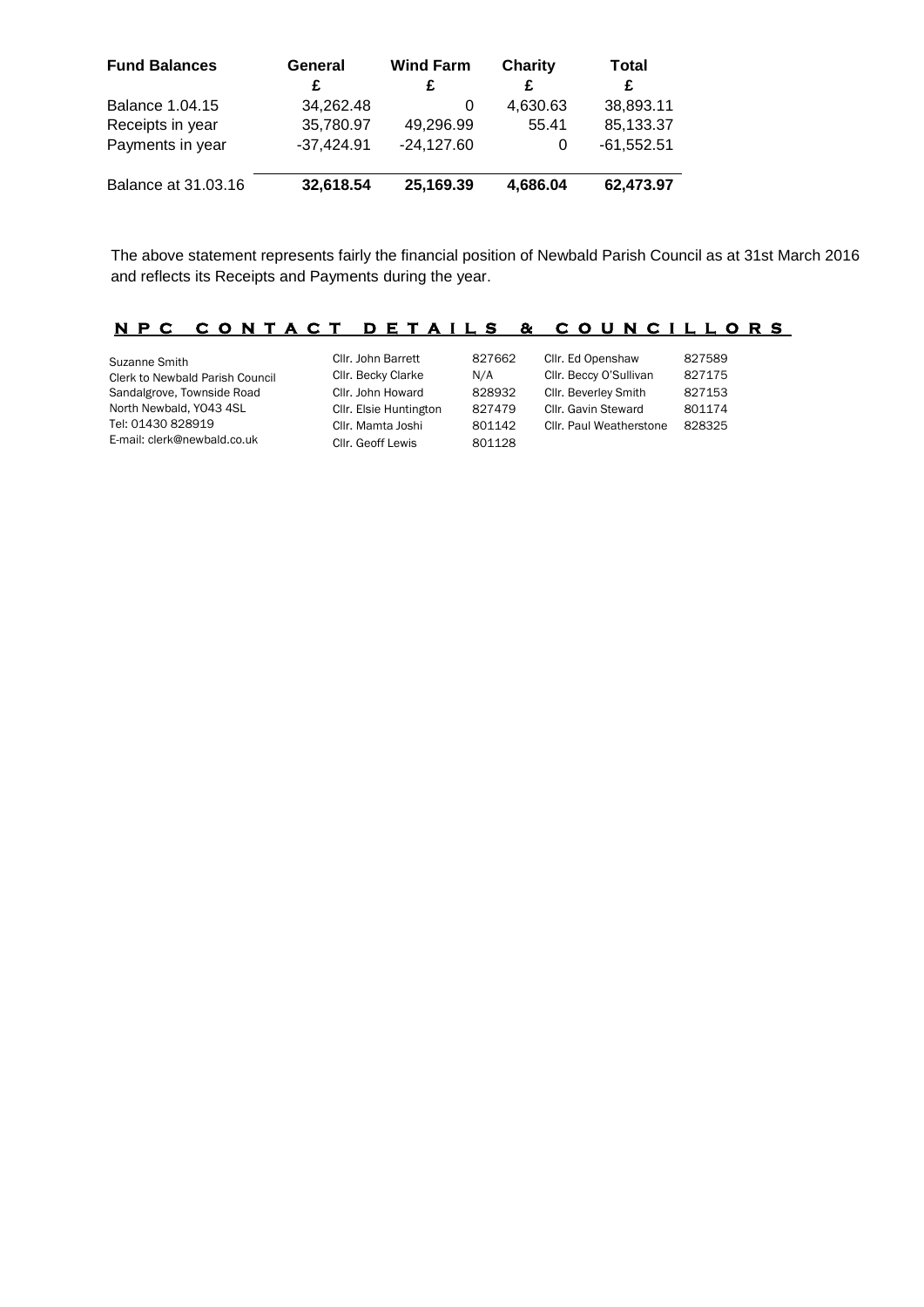| Fund Balances | General | Wind Farm | Charity | Total |
|---|---|---|---|---|
| | £ | £ | £ | £ |
| Balance 1.04.15 | 34,262.48 | 0 | 4,630.63 | 38,893.11 |
| Receipts in year | 35,780.97 | 49,296.99 | 55.41 | 85,133.37 |
| Payments in year | -37,424.91 | -24,127.60 | 0 | -61,552.51 |
| Balance at 31.03.16 | **32,618.54** | **25,169.39** | **4,686.04** | **62,473.97** |

The above statement represents fairly the financial position of Newbald Parish Council as at 31st March 2016 and reflects its Receipts and Payments during the year.

## NPC CONTACT DETAILS & COUNCILLORS

Suzanne Smith
Clerk to Newbald Parish Council
Sandalgrove, Townside Road
North Newbald, YO43 4SL
Tel: 01430 828919
E-mail: clerk@newbald.co.uk

| | | | |
|---|---|---|---|
| Cllr. John Barrett | 827662 | Cllr. Ed Openshaw | 827589 |
| Cllr. Becky Clarke | N/A | Cllr. Beccy O'Sullivan | 827175 |
| Cllr. John Howard | 828932 | Cllr. Beverley Smith | 827153 |
| Cllr. Elsie Huntington | 827479 | Cllr. Gavin Steward | 801174 |
| Cllr. Mamta Joshi | 801142 | Cllr. Paul Weatherstone | 828325 |
| Cllr. Geoff Lewis | 801128 | | |